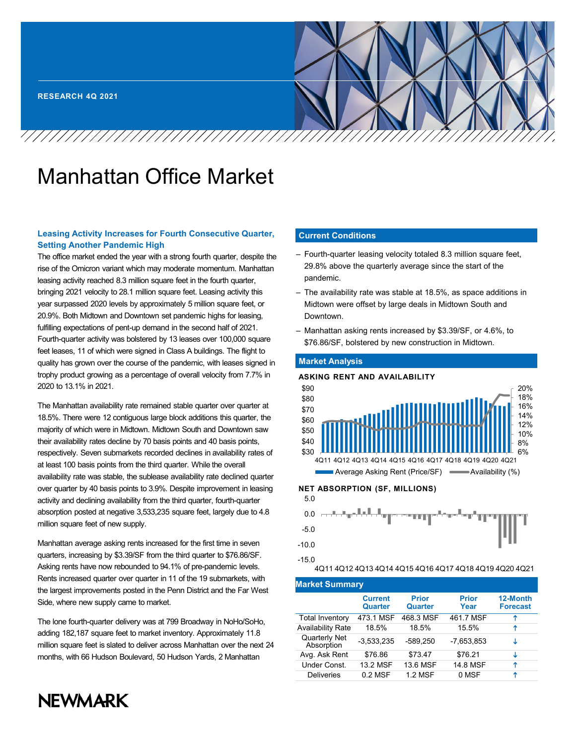RESEARCH 4Q 2021

# Manhattan Office Market

### Leasing Activity Increases for Fourth Consecutive Quarter, Setting Another Pandemic High

The office market ended the year with a strong fourth quarter, despite the rise of the Omicron variant which may moderate momentum. Manhattan leasing activity reached 8.3 million square feet in the fourth quarter, bringing 2021 velocity to 28.1 million square feet. Leasing activity this year surpassed 2020 levels by approximately 5 million square feet, or 20.9%. Both Midtown and Downtown set pandemic highs for leasing, fulfilling expectations of pent-up demand in the second half of 2021. Fourth-quarter activity was bolstered by 13 leases over 100,000 square feet leases, 11 of which were signed in Class A buildings. The flight to quality has grown over the course of the pandemic, with leases signed in trophy product growing as a percentage of overall velocity from 7.7% in 2020 to 13.1% in 2021.

The Manhattan availability rate remained stable quarter over quarter at 18.5%. There were 12 contiguous large block additions this quarter, the majority of which were in Midtown. Midtown South and Downtown saw their availability rates decline by 70 basis points and 40 basis points, respectively. Seven submarkets recorded declines in availability rates of at least 100 basis points from the third quarter. While the overall availability rate was stable, the sublease availability rate declined quarter over quarter by 40 basis points to 3.9%. Despite improvement in leasing activity and declining availability from the third quarter, fourth-quarter absorption posted at negative 3,533,235 square feet, largely due to 4.8 million square feet of new supply.

Manhattan average asking rents increased for the first time in seven quarters, increasing by $3.39/SF from the third quarter to $76.86/SF. Asking rents have now rebounded to 94.1% of pre-pandemic levels. Rents increased quarter over quarter in 11 of the 19 submarkets, with the largest improvements posted in the Penn District and the Far West Side, where new supply came to market.

The lone fourth-quarter delivery was at 799 Broadway in NoHo/SoHo, adding 182,187 square feet to market inventory. Approximately 11.8 million square feet is slated to deliver across Manhattan over the next 24 months, with 66 Hudson Boulevard, 50 Hudson Yards, 2 Manhattan

## Current Conditions

- Fourth-quarter leasing velocity totaled 8.3 million square feet, 29.8% above the quarterly average since the start of the pandemic.
- The availability rate was stable at 18.5%, as space additions in Midtown were offset by large deals in Midtown South and Downtown.
- Manhattan asking rents increased by $3.39/SF, or 4.6%, to $76.86/SF, bolstered by new construction in Midtown.

## Market Analysis

**ASKING RENT AND AVAILABILITY**

Average Asking Rent (Price/SF) / Availability (%)

**NET ABSORPTION (SF, MILLIONS)**

## Market Summary

| | Current Quarter | Prior Quarter | Prior Year | 12-Month Forecast |
|---|---|---|---|---|
| Total Inventory | 473.1 MSF | 468.3 MSF | 461.7 MSF | ↑ |
| Availability Rate | 18.5% | 18.5% | 15.5% | ↑ |
| Quarterly Net Absorption | -3,533,235 | -589,250 | -7,653,853 | ↓ |
| Avg. Ask Rent | $76.86 | $73.47 | $76.21 | ↓ |
| Under Const. | 13.2 MSF | 13.6 MSF | 14.8 MSF | ↑ |
| Deliveries | 0.2 MSF | 1.2 MSF | 0 MSF | ↑ |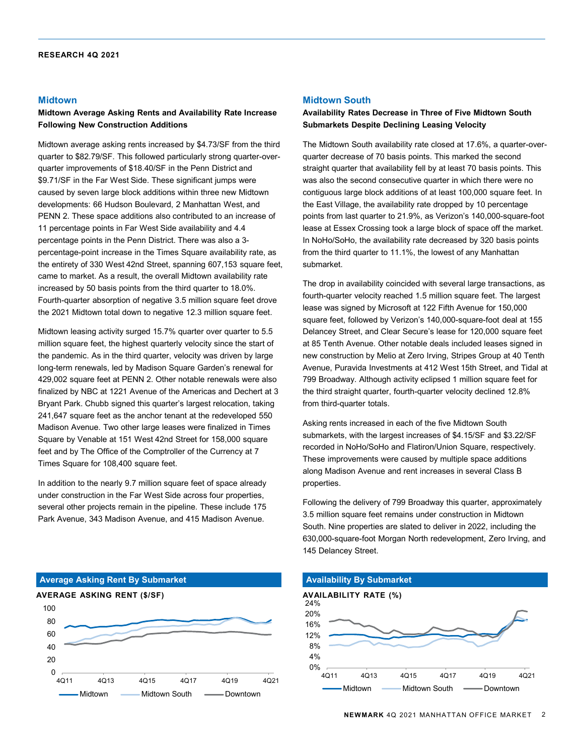## Midtown

**Midtown Average Asking Rents and Availability Rate Increase Following New Construction Additions**

Midtown average asking rents increased by $4.73/SF from the third quarter to $82.79/SF. This followed particularly strong quarter-over-quarter improvements of $18.40/SF in the Penn District and $9.71/SF in the Far West Side. These significant jumps were caused by seven large block additions within three new Midtown developments: 66 Hudson Boulevard, 2 Manhattan West, and PENN 2. These space additions also contributed to an increase of 11 percentage points in Far West Side availability and 4.4 percentage points in the Penn District. There was also a 3-percentage-point increase in the Times Square availability rate, as the entirety of 330 West 42nd Street, spanning 607,153 square feet, came to market. As a result, the overall Midtown availability rate increased by 50 basis points from the third quarter to 18.0%. Fourth-quarter absorption of negative 3.5 million square feet drove the 2021 Midtown total down to negative 12.3 million square feet.

Midtown leasing activity surged 15.7% quarter over quarter to 5.5 million square feet, the highest quarterly velocity since the start of the pandemic. As in the third quarter, velocity was driven by large long-term renewals, led by Madison Square Garden's renewal for 429,002 square feet at PENN 2. Other notable renewals were also finalized by NBC at 1221 Avenue of the Americas and Dechert at 3 Bryant Park. Chubb signed this quarter's largest relocation, taking 241,647 square feet as the anchor tenant at the redeveloped 550 Madison Avenue. Two other large leases were finalized in Times Square by Venable at 151 West 42nd Street for 158,000 square feet and by The Office of the Comptroller of the Currency at 7 Times Square for 108,400 square feet.

In addition to the nearly 9.7 million square feet of space already under construction in the Far West Side across four properties, several other projects remain in the pipeline. These include 175 Park Avenue, 343 Madison Avenue, and 415 Madison Avenue.

### Average Asking Rent By Submarket

AVERAGE ASKING RENT ($/SF)

(Line chart, 4Q11–4Q21: Midtown, Midtown South, Downtown)

## Midtown South

**Availability Rates Decrease in Three of Five Midtown South Submarkets Despite Declining Leasing Velocity**

The Midtown South availability rate closed at 17.6%, a quarter-over-quarter decrease of 70 basis points. This marked the second straight quarter that availability fell by at least 70 basis points. This was also the second consecutive quarter in which there were no contiguous large block additions of at least 100,000 square feet. In the East Village, the availability rate dropped by 10 percentage points from last quarter to 21.9%, as Verizon's 140,000-square-foot lease at Essex Crossing took a large block of space off the market. In NoHo/SoHo, the availability rate decreased by 320 basis points from the third quarter to 11.1%, the lowest of any Manhattan submarket.

The drop in availability coincided with several large transactions, as fourth-quarter velocity reached 1.5 million square feet. The largest lease was signed by Microsoft at 122 Fifth Avenue for 150,000 square feet, followed by Verizon's 140,000-square-foot deal at 155 Delancey Street, and Clear Secure's lease for 120,000 square feet at 85 Tenth Avenue. Other notable deals included leases signed in new construction by Melio at Zero Irving, Stripes Group at 40 Tenth Avenue, Puravida Investments at 412 West 15th Street, and Tidal at 799 Broadway. Although activity eclipsed 1 million square feet for the third straight quarter, fourth-quarter velocity declined 12.8% from third-quarter totals.

Asking rents increased in each of the five Midtown South submarkets, with the largest increases of $4.15/SF and $3.22/SF recorded in NoHo/SoHo and Flatiron/Union Square, respectively. These improvements were caused by multiple space additions along Madison Avenue and rent increases in several Class B properties.

Following the delivery of 799 Broadway this quarter, approximately 3.5 million square feet remains under construction in Midtown South. Nine properties are slated to deliver in 2022, including the 630,000-square-foot Morgan North redevelopment, Zero Irving, and 145 Delancey Street.

### Availability By Submarket

AVAILABILITY RATE (%)

(Line chart, 4Q11–4Q21: Midtown, Midtown South, Downtown)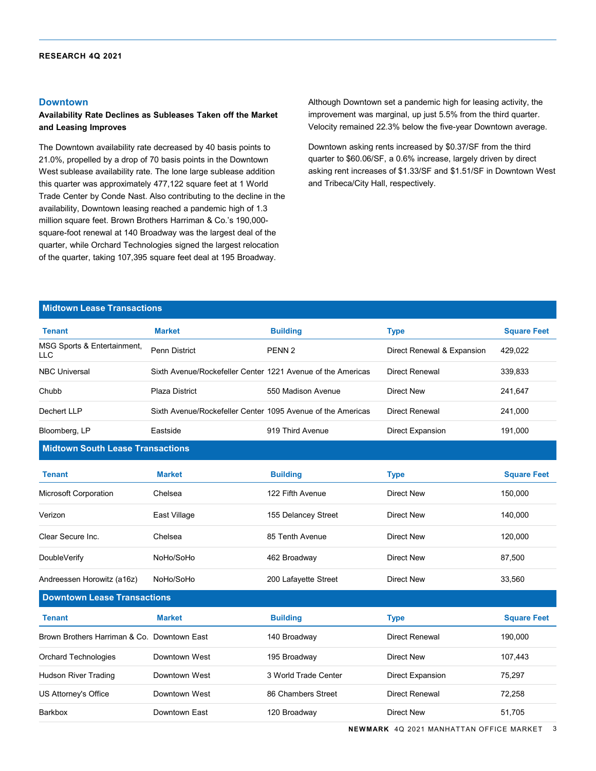## Downtown

**Availability Rate Declines as Subleases Taken off the Market and Leasing Improves**

The Downtown availability rate decreased by 40 basis points to 21.0%, propelled by a drop of 70 basis points in the Downtown West sublease availability rate. The lone large sublease addition this quarter was approximately 477,122 square feet at 1 World Trade Center by Conde Nast. Also contributing to the decline in the availability, Downtown leasing reached a pandemic high of 1.3 million square feet. Brown Brothers Harriman & Co.'s 190,000-square-foot renewal at 140 Broadway was the largest deal of the quarter, while Orchard Technologies signed the largest relocation of the quarter, taking 107,395 square feet deal at 195 Broadway.

Although Downtown set a pandemic high for leasing activity, the improvement was marginal, up just 5.5% from the third quarter. Velocity remained 22.3% below the five-year Downtown average.

Downtown asking rents increased by $0.37/SF from the third quarter to $60.06/SF, a 0.6% increase, largely driven by direct asking rent increases of $1.33/SF and $1.51/SF in Downtown West and Tribeca/City Hall, respectively.

**Midtown Lease Transactions**

| Tenant | Market | Building | Type | Square Feet |
|---|---|---|---|---|
| MSG Sports & Entertainment, LLC | Penn District | PENN 2 | Direct Renewal & Expansion | 429,022 |
| NBC Universal | Sixth Avenue/Rockefeller Center | 1221 Avenue of the Americas | Direct Renewal | 339,833 |
| Chubb | Plaza District | 550 Madison Avenue | Direct New | 241,647 |
| Dechert LLP | Sixth Avenue/Rockefeller Center | 1095 Avenue of the Americas | Direct Renewal | 241,000 |
| Bloomberg, LP | Eastside | 919 Third Avenue | Direct Expansion | 191,000 |

**Midtown South Lease Transactions**

| Tenant | Market | Building | Type | Square Feet |
|---|---|---|---|---|
| Microsoft Corporation | Chelsea | 122 Fifth Avenue | Direct New | 150,000 |
| Verizon | East Village | 155 Delancey Street | Direct New | 140,000 |
| Clear Secure Inc. | Chelsea | 85 Tenth Avenue | Direct New | 120,000 |
| DoubleVerify | NoHo/SoHo | 462 Broadway | Direct New | 87,500 |
| Andreessen Horowitz (a16z) | NoHo/SoHo | 200 Lafayette Street | Direct New | 33,560 |

**Downtown Lease Transactions**

| Tenant | Market | Building | Type | Square Feet |
|---|---|---|---|---|
| Brown Brothers Harriman & Co. | Downtown East | 140 Broadway | Direct Renewal | 190,000 |
| Orchard Technologies | Downtown West | 195 Broadway | Direct New | 107,443 |
| Hudson River Trading | Downtown West | 3 World Trade Center | Direct Expansion | 75,297 |
| US Attorney's Office | Downtown West | 86 Chambers Street | Direct Renewal | 72,258 |
| Barkbox | Downtown East | 120 Broadway | Direct New | 51,705 |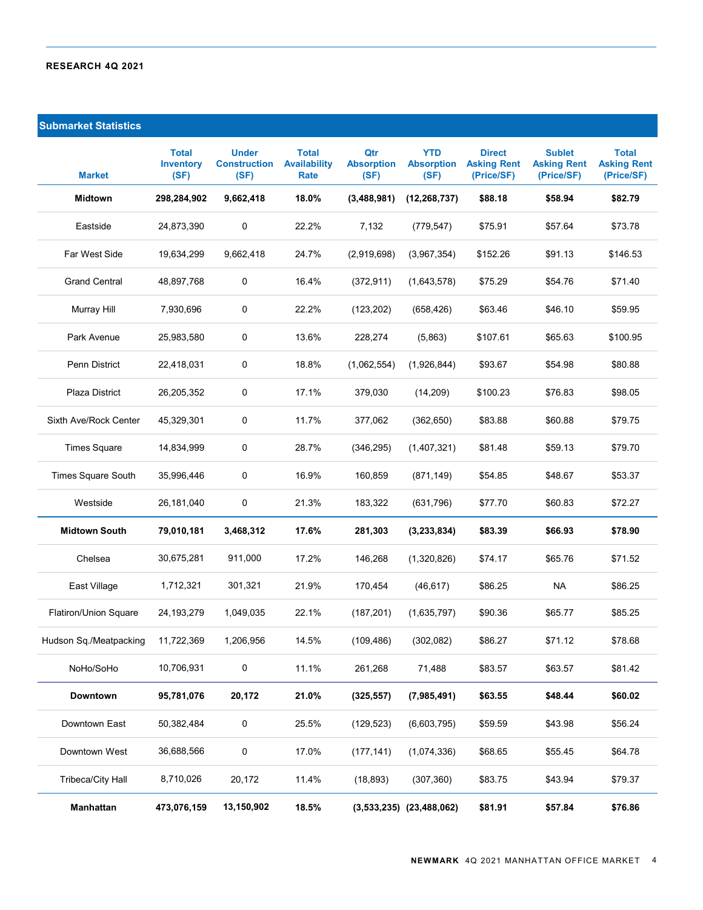## Submarket Statistics

| Market | Total Inventory (SF) | Under Construction (SF) | Total Availability Rate | Qtr Absorption (SF) | YTD Absorption (SF) | Direct Asking Rent (Price/SF) | Sublet Asking Rent (Price/SF) | Total Asking Rent (Price/SF) |
|---|---|---|---|---|---|---|---|---|
| **Midtown** | **298,284,902** | **9,662,418** | **18.0%** | **(3,488,981)** | **(12,268,737)** | **$88.18** | **$58.94** | **$82.79** |
| Eastside | 24,873,390 | 0 | 22.2% | 7,132 | (779,547) | $75.91 | $57.64 | $73.78 |
| Far West Side | 19,634,299 | 9,662,418 | 24.7% | (2,919,698) | (3,967,354) | $152.26 | $91.13 | $146.53 |
| Grand Central | 48,897,768 | 0 | 16.4% | (372,911) | (1,643,578) | $75.29 | $54.76 | $71.40 |
| Murray Hill | 7,930,696 | 0 | 22.2% | (123,202) | (658,426) | $63.46 | $46.10 | $59.95 |
| Park Avenue | 25,983,580 | 0 | 13.6% | 228,274 | (5,863) | $107.61 | $65.63 | $100.95 |
| Penn District | 22,418,031 | 0 | 18.8% | (1,062,554) | (1,926,844) | $93.67 | $54.98 | $80.88 |
| Plaza District | 26,205,352 | 0 | 17.1% | 379,030 | (14,209) | $100.23 | $76.83 | $98.05 |
| Sixth Ave/Rock Center | 45,329,301 | 0 | 11.7% | 377,062 | (362,650) | $83.88 | $60.88 | $79.75 |
| Times Square | 14,834,999 | 0 | 28.7% | (346,295) | (1,407,321) | $81.48 | $59.13 | $79.70 |
| Times Square South | 35,996,446 | 0 | 16.9% | 160,859 | (871,149) | $54.85 | $48.67 | $53.37 |
| Westside | 26,181,040 | 0 | 21.3% | 183,322 | (631,796) | $77.70 | $60.83 | $72.27 |
| **Midtown South** | **79,010,181** | **3,468,312** | **17.6%** | **281,303** | **(3,233,834)** | **$83.39** | **$66.93** | **$78.90** |
| Chelsea | 30,675,281 | 911,000 | 17.2% | 146,268 | (1,320,826) | $74.17 | $65.76 | $71.52 |
| East Village | 1,712,321 | 301,321 | 21.9% | 170,454 | (46,617) | $86.25 | NA | $86.25 |
| Flatiron/Union Square | 24,193,279 | 1,049,035 | 22.1% | (187,201) | (1,635,797) | $90.36 | $65.77 | $85.25 |
| Hudson Sq./Meatpacking | 11,722,369 | 1,206,956 | 14.5% | (109,486) | (302,082) | $86.27 | $71.12 | $78.68 |
| NoHo/SoHo | 10,706,931 | 0 | 11.1% | 261,268 | 71,488 | $83.57 | $63.57 | $81.42 |
| **Downtown** | **95,781,076** | **20,172** | **21.0%** | **(325,557)** | **(7,985,491)** | **$63.55** | **$48.44** | **$60.02** |
| Downtown East | 50,382,484 | 0 | 25.5% | (129,523) | (6,603,795) | $59.59 | $43.98 | $56.24 |
| Downtown West | 36,688,566 | 0 | 17.0% | (177,141) | (1,074,336) | $68.65 | $55.45 | $64.78 |
| Tribeca/City Hall | 8,710,026 | 20,172 | 11.4% | (18,893) | (307,360) | $83.75 | $43.94 | $79.37 |
| **Manhattan** | **473,076,159** | **13,150,902** | **18.5%** | **(3,533,235)** | **(23,488,062)** | **$81.91** | **$57.84** | **$76.86** |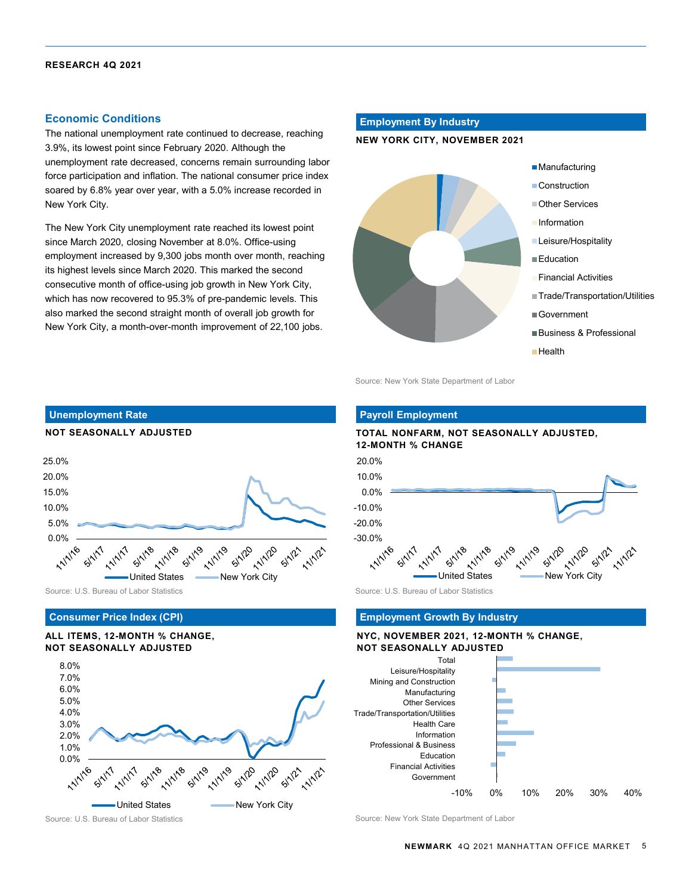## Economic Conditions

The national unemployment rate continued to decrease, reaching 3.9%, its lowest point since February 2020. Although the unemployment rate decreased, concerns remain surrounding labor force participation and inflation. The national consumer price index soared by 6.8% year over year, with a 5.0% increase recorded in New York City.

The New York City unemployment rate reached its lowest point since March 2020, closing November at 8.0%. Office-using employment increased by 9,300 jobs month over month, reaching its highest levels since March 2020. This marked the second consecutive month of office-using job growth in New York City, which has now recovered to 95.3% of pre-pandemic levels. This also marked the second straight month of overall job growth for New York City, a month-over-month improvement of 22,100 jobs.

### Employment By Industry

**NEW YORK CITY, NOVEMBER 2021**

Manufacturing; Construction; Other Services; Information; Leisure/Hospitality; Education; Financial Activities; Trade/Transportation/Utilities; Government; Business & Professional; Health

Source: New York State Department of Labor

### Unemployment Rate

**NOT SEASONALLY ADJUSTED**

United States; New York City

Source: U.S. Bureau of Labor Statistics

### Payroll Employment

**TOTAL NONFARM, NOT SEASONALLY ADJUSTED, 12-MONTH % CHANGE**

United States; New York City

Source: U.S. Bureau of Labor Statistics

### Consumer Price Index (CPI)

**ALL ITEMS, 12-MONTH % CHANGE, NOT SEASONALLY ADJUSTED**

United States; New York City

Source: U.S. Bureau of Labor Statistics

### Employment Growth By Industry

**NYC, NOVEMBER 2021, 12-MONTH % CHANGE, NOT SEASONALLY ADJUSTED**

Total; Leisure/Hospitality; Mining and Construction; Manufacturing; Other Services; Trade/Transportation/Utilities; Health Care; Information; Professional & Business; Education; Financial Activities; Government

Source: New York State Department of Labor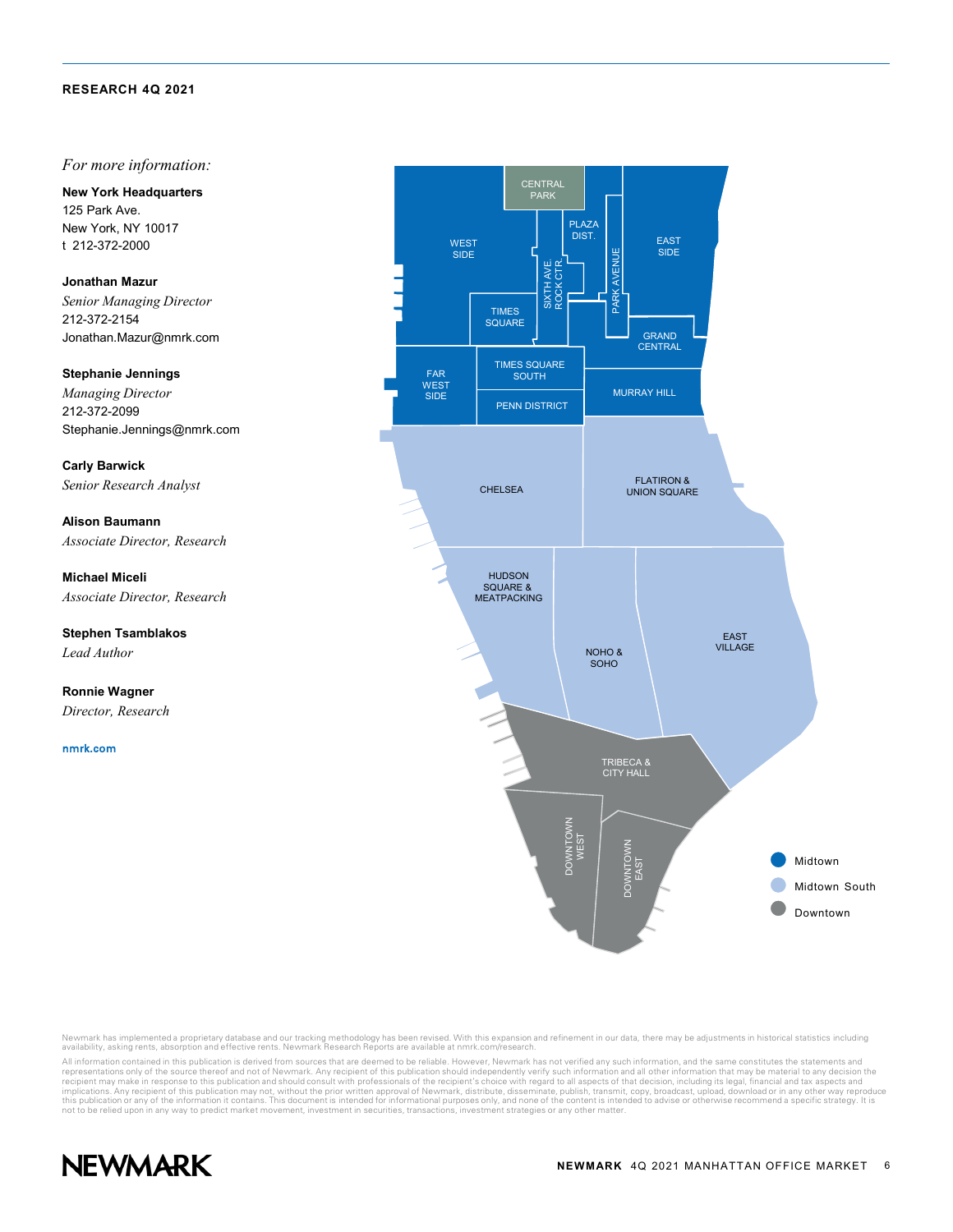**RESEARCH 4Q 2021**

*For more information:*

**New York Headquarters**
125 Park Ave.
New York, NY 10017
t 212-372-2000

**Jonathan Mazur**
*Senior Managing Director*
212-372-2154
Jonathan.Mazur@nmrk.com

**Stephanie Jennings**
*Managing Director*
212-372-2099
Stephanie.Jennings@nmrk.com

**Carly Barwick**
*Senior Research Analyst*

**Alison Baumann**
*Associate Director, Research*

**Michael Miceli**
*Associate Director, Research*

**Stephen Tsamblakos**
*Lead Author*

**Ronnie Wagner**
*Director, Research*

nmrk.com

CENTRAL PARK
WEST SIDE
PLAZA DIST.
EAST SIDE
SIXTH AVE. ROCK CTR.
PARK AVENUE
TIMES SQUARE
GRAND CENTRAL
FAR WEST SIDE
TIMES SQUARE SOUTH
PENN DISTRICT
MURRAY HILL
CHELSEA
FLATIRON & UNION SQUARE
HUDSON SQUARE & MEATPACKING
NOHO & SOHO
EAST VILLAGE
TRIBECA & CITY HALL
DOWNTOWN WEST
DOWNTOWN EAST

Midtown
Midtown South
Downtown

Newmark has implemented a proprietary database and our tracking methodology has been revised. With this expansion and refinement in our data, there may be adjustments in historical statistics including availability, asking rents, absorption and effective rents. Newmark Research Reports are available at nmrk.com/research.

All information contained in this publication is derived from sources that are deemed to be reliable. However, Newmark has not verified any such information, and the same constitutes the statements and representations only of the source thereof and not of Newmark. Any recipient of this publication should independently verify such information and all other information that may be material to any decision the recipient may make in response to this publication and should consult with professionals of the recipient's choice with regard to all aspects of that decision, including its legal, financial and tax aspects and implications. Any recipient of this publication may not, without the prior written approval of Newmark, distribute, disseminate, publish, transmit, copy, broadcast, upload, download or in any other way reproduce this publication or any of the information it contains. This document is intended for informational purposes only, and none of the content is intended to advise or otherwise recommend a specific strategy. It is not to be relied upon in any way to predict market movement, investment in securities, transactions, investment strategies or any other matter.

NEWMARK